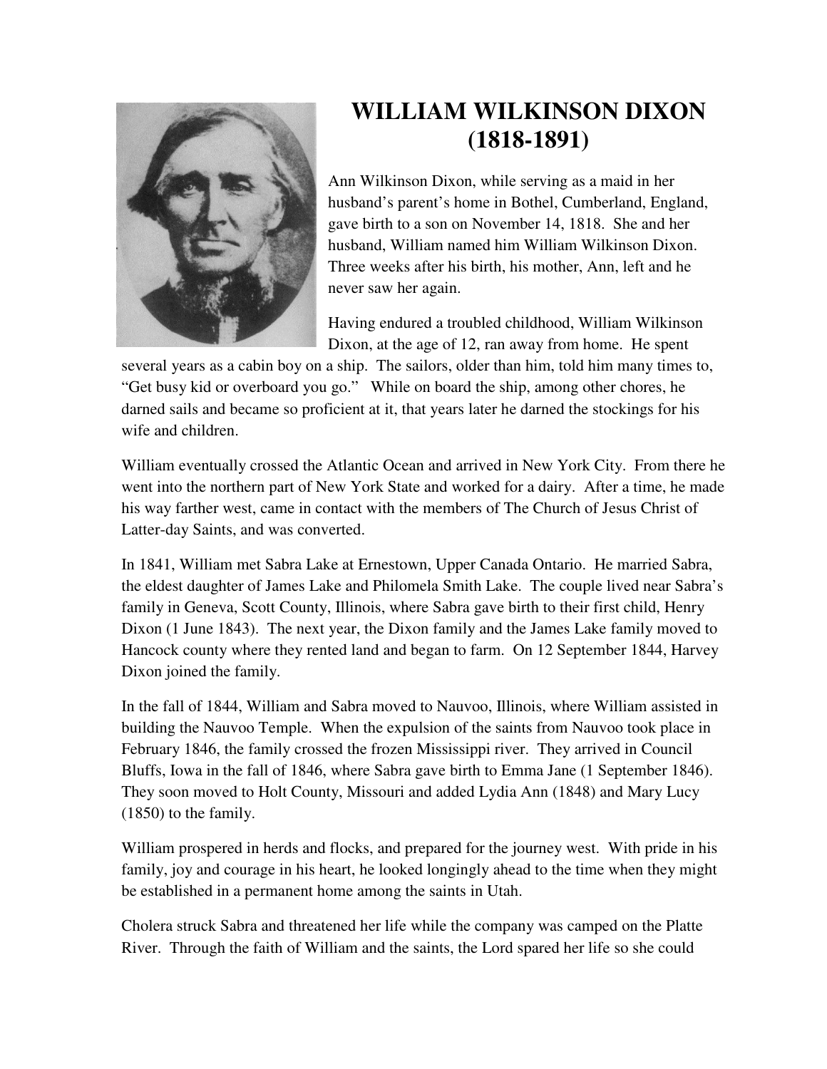# WILLIAM WILKINSON DIXON (1818-1891)

Ann Wilkinson Dixon, while serving as a maid in her husband's parent's home in Bothel, Cumberland, England, gave birth to a son on November 14, 1818. She and her husband, William named him William Wilkinson Dixon. Three weeks after his birth, his mother, Ann, left and he never saw her again.

Having endured a troubled childhood, William Wilkinson Dixon, at the age of 12, ran away from home. He spent several years as a cabin boy on a ship. The sailors, older than him, told him many times to, "Get busy kid or overboard you go." While on board the ship, among other chores, he darned sails and became so proficient at it, that years later he darned the stockings for his wife and children.

William eventually crossed the Atlantic Ocean and arrived in New York City. From there he went into the northern part of New York State and worked for a dairy. After a time, he made his way farther west, came in contact with the members of The Church of Jesus Christ of Latter-day Saints, and was converted.

In 1841, William met Sabra Lake at Ernestown, Upper Canada Ontario. He married Sabra, the eldest daughter of James Lake and Philomela Smith Lake. The couple lived near Sabra's family in Geneva, Scott County, Illinois, where Sabra gave birth to their first child, Henry Dixon (1 June 1843). The next year, the Dixon family and the James Lake family moved to Hancock county where they rented land and began to farm. On 12 September 1844, Harvey Dixon joined the family.

In the fall of 1844, William and Sabra moved to Nauvoo, Illinois, where William assisted in building the Nauvoo Temple. When the expulsion of the saints from Nauvoo took place in February 1846, the family crossed the frozen Mississippi river. They arrived in Council Bluffs, Iowa in the fall of 1846, where Sabra gave birth to Emma Jane (1 September 1846). They soon moved to Holt County, Missouri and added Lydia Ann (1848) and Mary Lucy (1850) to the family.

William prospered in herds and flocks, and prepared for the journey west. With pride in his family, joy and courage in his heart, he looked longingly ahead to the time when they might be established in a permanent home among the saints in Utah.

Cholera struck Sabra and threatened her life while the company was camped on the Platte River. Through the faith of William and the saints, the Lord spared her life so she could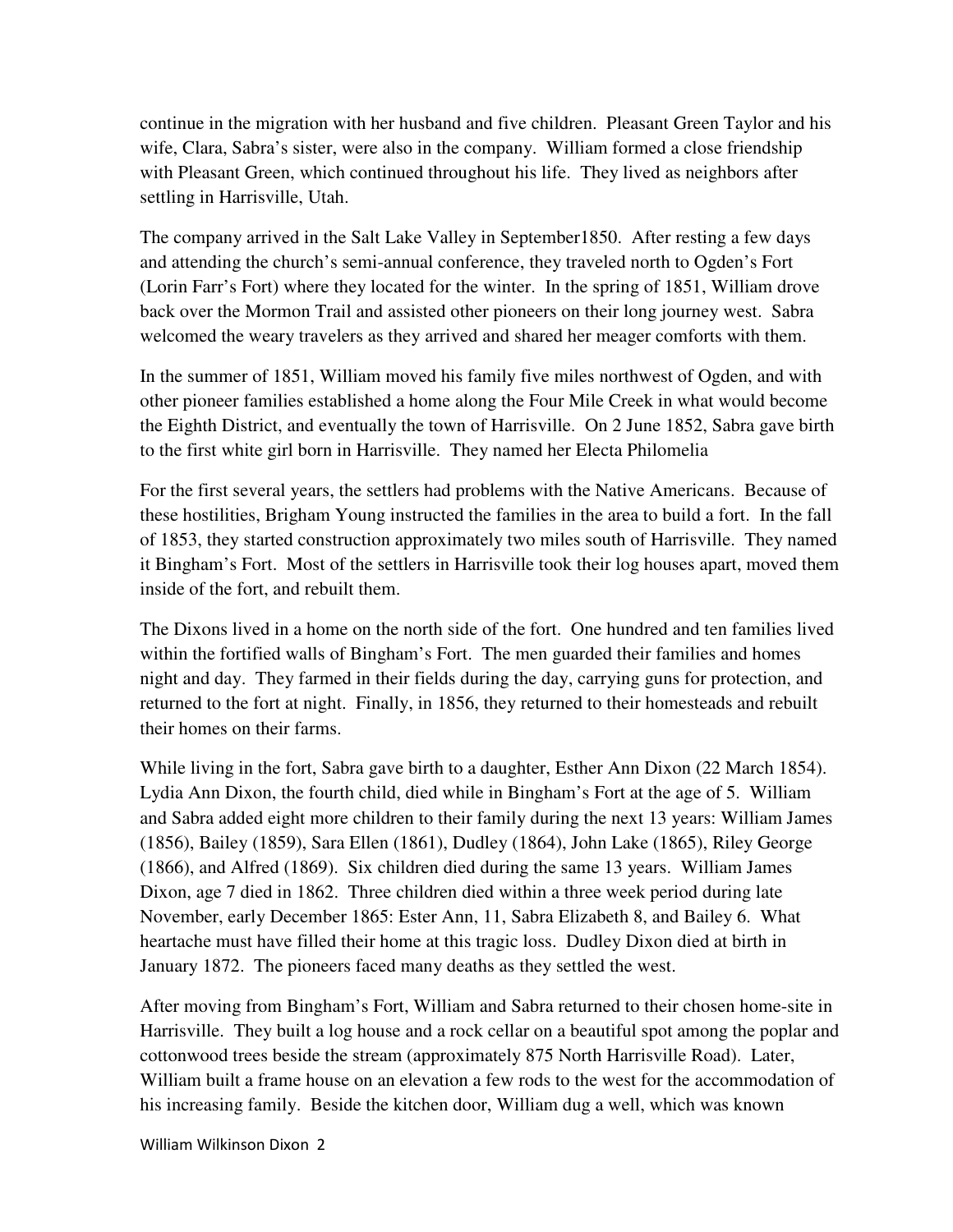continue in the migration with her husband and five children. Pleasant Green Taylor and his wife, Clara, Sabra's sister, were also in the company. William formed a close friendship with Pleasant Green, which continued throughout his life. They lived as neighbors after settling in Harrisville, Utah.

The company arrived in the Salt Lake Valley in September1850. After resting a few days and attending the church's semi-annual conference, they traveled north to Ogden's Fort (Lorin Farr's Fort) where they located for the winter. In the spring of 1851, William drove back over the Mormon Trail and assisted other pioneers on their long journey west. Sabra welcomed the weary travelers as they arrived and shared her meager comforts with them.

In the summer of 1851, William moved his family five miles northwest of Ogden, and with other pioneer families established a home along the Four Mile Creek in what would become the Eighth District, and eventually the town of Harrisville. On 2 June 1852, Sabra gave birth to the first white girl born in Harrisville. They named her Electa Philomelia

For the first several years, the settlers had problems with the Native Americans. Because of these hostilities, Brigham Young instructed the families in the area to build a fort. In the fall of 1853, they started construction approximately two miles south of Harrisville. They named it Bingham's Fort. Most of the settlers in Harrisville took their log houses apart, moved them inside of the fort, and rebuilt them.

The Dixons lived in a home on the north side of the fort. One hundred and ten families lived within the fortified walls of Bingham's Fort. The men guarded their families and homes night and day. They farmed in their fields during the day, carrying guns for protection, and returned to the fort at night. Finally, in 1856, they returned to their homesteads and rebuilt their homes on their farms.

While living in the fort, Sabra gave birth to a daughter, Esther Ann Dixon (22 March 1854). Lydia Ann Dixon, the fourth child, died while in Bingham's Fort at the age of 5. William and Sabra added eight more children to their family during the next 13 years: William James (1856), Bailey (1859), Sara Ellen (1861), Dudley (1864), John Lake (1865), Riley George (1866), and Alfred (1869). Six children died during the same 13 years. William James Dixon, age 7 died in 1862. Three children died within a three week period during late November, early December 1865: Ester Ann, 11, Sabra Elizabeth 8, and Bailey 6. What heartache must have filled their home at this tragic loss. Dudley Dixon died at birth in January 1872. The pioneers faced many deaths as they settled the west.

After moving from Bingham's Fort, William and Sabra returned to their chosen home-site in Harrisville. They built a log house and a rock cellar on a beautiful spot among the poplar and cottonwood trees beside the stream (approximately 875 North Harrisville Road). Later, William built a frame house on an elevation a few rods to the west for the accommodation of his increasing family. Beside the kitchen door, William dug a well, which was known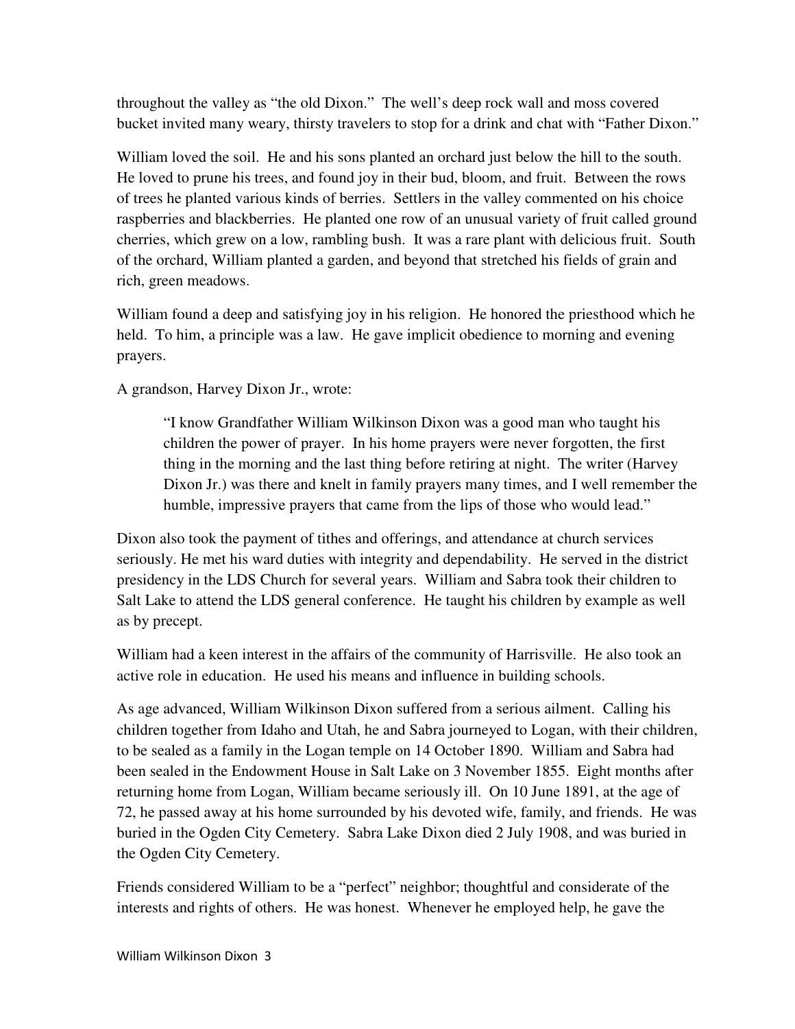throughout the valley as "the old Dixon." The well's deep rock wall and moss covered bucket invited many weary, thirsty travelers to stop for a drink and chat with "Father Dixon."

William loved the soil. He and his sons planted an orchard just below the hill to the south. He loved to prune his trees, and found joy in their bud, bloom, and fruit. Between the rows of trees he planted various kinds of berries. Settlers in the valley commented on his choice raspberries and blackberries. He planted one row of an unusual variety of fruit called ground cherries, which grew on a low, rambling bush. It was a rare plant with delicious fruit. South of the orchard, William planted a garden, and beyond that stretched his fields of grain and rich, green meadows.

William found a deep and satisfying joy in his religion. He honored the priesthood which he held. To him, a principle was a law. He gave implicit obedience to morning and evening prayers.

A grandson, Harvey Dixon Jr., wrote:

> "I know Grandfather William Wilkinson Dixon was a good man who taught his children the power of prayer. In his home prayers were never forgotten, the first thing in the morning and the last thing before retiring at night. The writer (Harvey Dixon Jr.) was there and knelt in family prayers many times, and I well remember the humble, impressive prayers that came from the lips of those who would lead."

Dixon also took the payment of tithes and offerings, and attendance at church services seriously. He met his ward duties with integrity and dependability. He served in the district presidency in the LDS Church for several years. William and Sabra took their children to Salt Lake to attend the LDS general conference. He taught his children by example as well as by precept.

William had a keen interest in the affairs of the community of Harrisville. He also took an active role in education. He used his means and influence in building schools.

As age advanced, William Wilkinson Dixon suffered from a serious ailment. Calling his children together from Idaho and Utah, he and Sabra journeyed to Logan, with their children, to be sealed as a family in the Logan temple on 14 October 1890. William and Sabra had been sealed in the Endowment House in Salt Lake on 3 November 1855. Eight months after returning home from Logan, William became seriously ill. On 10 June 1891, at the age of 72, he passed away at his home surrounded by his devoted wife, family, and friends. He was buried in the Ogden City Cemetery. Sabra Lake Dixon died 2 July 1908, and was buried in the Ogden City Cemetery.

Friends considered William to be a "perfect" neighbor; thoughtful and considerate of the interests and rights of others. He was honest. Whenever he employed help, he gave the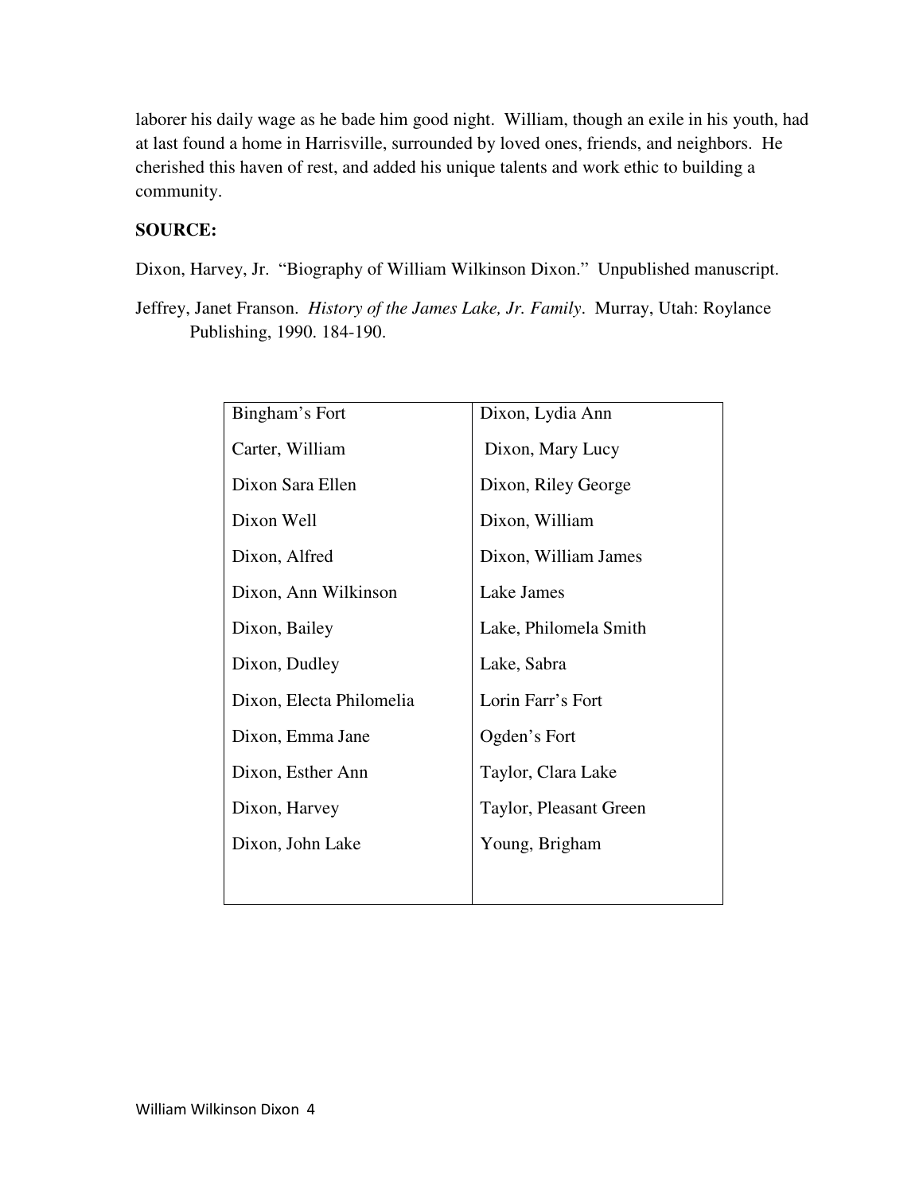laborer his daily wage as he bade him good night. William, though an exile in his youth, had at last found a home in Harrisville, surrounded by loved ones, friends, and neighbors. He cherished this haven of rest, and added his unique talents and work ethic to building a community.

**SOURCE:**

Dixon, Harvey, Jr. "Biography of William Wilkinson Dixon." Unpublished manuscript.

Jeffrey, Janet Franson. *History of the James Lake, Jr. Family*. Murray, Utah: Roylance Publishing, 1990. 184-190.

| | |
|---|---|
| Bingham's Fort | Dixon, Lydia Ann |
| Carter, William | Dixon, Mary Lucy |
| Dixon Sara Ellen | Dixon, Riley George |
| Dixon Well | Dixon, William |
| Dixon, Alfred | Dixon, William James |
| Dixon, Ann Wilkinson | Lake James |
| Dixon, Bailey | Lake, Philomela Smith |
| Dixon, Dudley | Lake, Sabra |
| Dixon, Electa Philomelia | Lorin Farr's Fort |
| Dixon, Emma Jane | Ogden's Fort |
| Dixon, Esther Ann | Taylor, Clara Lake |
| Dixon, Harvey | Taylor, Pleasant Green |
| Dixon, John Lake | Young, Brigham |